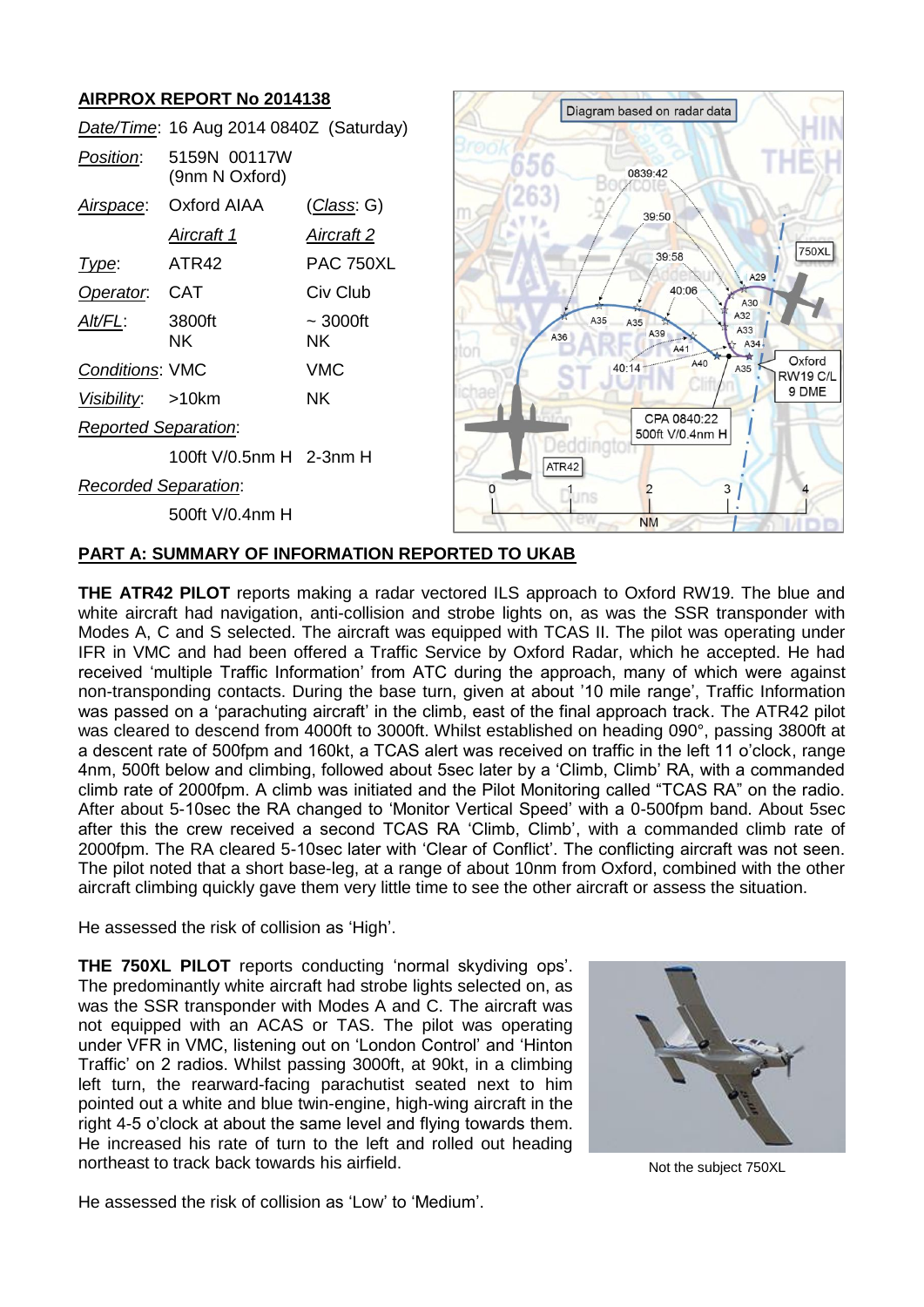**AIRPROX REPORT No 2014138**

| | | |
|---|---|---|
| *Date/Time*: | 16 Aug 2014 0840Z (Saturday) | |
| *Position*: | 5159N 00117W (9nm N Oxford) | |
| *Airspace*: | Oxford AIAA | (*Class*: G) |
| | *Aircraft 1* | *Aircraft 2* |
| *Type*: | ATR42 | PAC 750XL |
| *Operator*: | CAT | Civ Club |
| *Alt/FL*: | 3800ft NK | ~ 3000ft NK |
| *Conditions*: | VMC | VMC |
| *Visibility*: | >10km | NK |
| *Reported Separation*: | | |
| | 100ft V/0.5nm H | 2-3nm H |
| *Recorded Separation*: | | |
| | 500ft V/0.4nm H | |

Diagram based on radar data

CPA 0840:22 500ft V/0.4nm H

## PART A: SUMMARY OF INFORMATION REPORTED TO UKAB

**THE ATR42 PILOT** reports making a radar vectored ILS approach to Oxford RW19. The blue and white aircraft had navigation, anti-collision and strobe lights on, as was the SSR transponder with Modes A, C and S selected. The aircraft was equipped with TCAS II. The pilot was operating under IFR in VMC and had been offered a Traffic Service by Oxford Radar, which he accepted. He had received 'multiple Traffic Information' from ATC during the approach, many of which were against non-transponding contacts. During the base turn, given at about '10 mile range', Traffic Information was passed on a 'parachuting aircraft' in the climb, east of the final approach track. The ATR42 pilot was cleared to descend from 4000ft to 3000ft. Whilst established on heading 090°, passing 3800ft at a descent rate of 500fpm and 160kt, a TCAS alert was received on traffic in the left 11 o'clock, range 4nm, 500ft below and climbing, followed about 5sec later by a 'Climb, Climb' RA, with a commanded climb rate of 2000fpm. A climb was initiated and the Pilot Monitoring called "TCAS RA" on the radio. After about 5-10sec the RA changed to 'Monitor Vertical Speed' with a 0-500fpm band. About 5sec after this the crew received a second TCAS RA 'Climb, Climb', with a commanded climb rate of 2000fpm. The RA cleared 5-10sec later with 'Clear of Conflict'. The conflicting aircraft was not seen. The pilot noted that a short base-leg, at a range of about 10nm from Oxford, combined with the other aircraft climbing quickly gave them very little time to see the other aircraft or assess the situation.

He assessed the risk of collision as 'High'.

**THE 750XL PILOT** reports conducting 'normal skydiving ops'. The predominantly white aircraft had strobe lights selected on, as was the SSR transponder with Modes A and C. The aircraft was not equipped with an ACAS or TAS. The pilot was operating under VFR in VMC, listening out on 'London Control' and 'Hinton Traffic' on 2 radios. Whilst passing 3000ft, at 90kt, in a climbing left turn, the rearward-facing parachutist seated next to him pointed out a white and blue twin-engine, high-wing aircraft in the right 4-5 o'clock at about the same level and flying towards them. He increased his rate of turn to the left and rolled out heading northeast to track back towards his airfield.

Not the subject 750XL

He assessed the risk of collision as 'Low' to 'Medium'.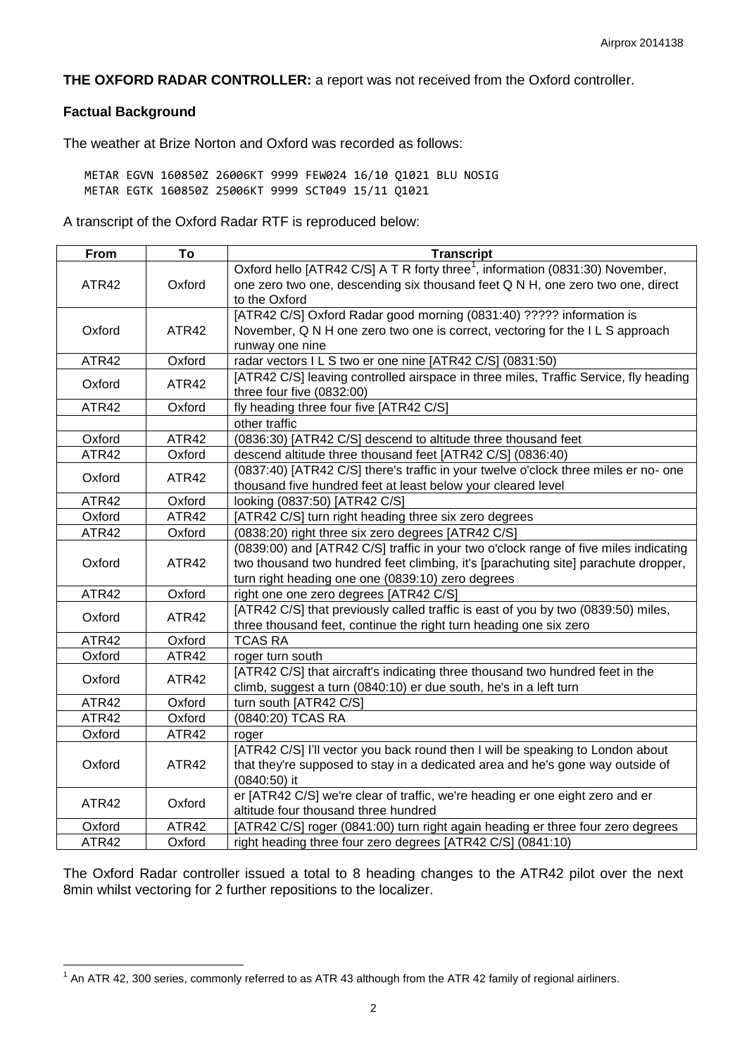**THE OXFORD RADAR CONTROLLER:** a report was not received from the Oxford controller.

### Factual Background

The weather at Brize Norton and Oxford was recorded as follows:

```
METAR EGVN 160850Z 26006KT 9999 FEW024 16/10 Q1021 BLU NOSIG
METAR EGTK 160850Z 25006KT 9999 SCT049 15/11 Q1021
```

A transcript of the Oxford Radar RTF is reproduced below:

| From | To | Transcript |
|---|---|---|
| ATR42 | Oxford | Oxford hello [ATR42 C/S] A T R forty three[1], information (0831:30) November, one zero two one, descending six thousand feet Q N H, one zero two one, direct to the Oxford |
| Oxford | ATR42 | [ATR42 C/S] Oxford Radar good morning (0831:40) ????? information is November, Q N H one zero two one is correct, vectoring for the I L S approach runway one nine |
| ATR42 | Oxford | radar vectors I L S two er one nine [ATR42 C/S] (0831:50) |
| Oxford | ATR42 | [ATR42 C/S] leaving controlled airspace in three miles, Traffic Service, fly heading three four five (0832:00) |
| ATR42 | Oxford | fly heading three four five [ATR42 C/S] |
| | | other traffic |
| Oxford | ATR42 | (0836:30) [ATR42 C/S] descend to altitude three thousand feet |
| ATR42 | Oxford | descend altitude three thousand feet [ATR42 C/S] (0836:40) |
| Oxford | ATR42 | (0837:40) [ATR42 C/S] there's traffic in your twelve o'clock three miles er no- one thousand five hundred feet at least below your cleared level |
| ATR42 | Oxford | looking (0837:50) [ATR42 C/S] |
| Oxford | ATR42 | [ATR42 C/S] turn right heading three six zero degrees |
| ATR42 | Oxford | (0838:20) right three six zero degrees [ATR42 C/S] |
| Oxford | ATR42 | (0839:00) and [ATR42 C/S] traffic in your two o'clock range of five miles indicating two thousand two hundred feet climbing, it's [parachuting site] parachute dropper, turn right heading one one (0839:10) zero degrees |
| ATR42 | Oxford | right one one zero degrees [ATR42 C/S] |
| Oxford | ATR42 | [ATR42 C/S] that previously called traffic is east of you by two (0839:50) miles, three thousand feet, continue the right turn heading one six zero |
| ATR42 | Oxford | TCAS RA |
| Oxford | ATR42 | roger turn south |
| Oxford | ATR42 | [ATR42 C/S] that aircraft's indicating three thousand two hundred feet in the climb, suggest a turn (0840:10) er due south, he's in a left turn |
| ATR42 | Oxford | turn south [ATR42 C/S] |
| ATR42 | Oxford | (0840:20) TCAS RA |
| Oxford | ATR42 | roger |
| Oxford | ATR42 | [ATR42 C/S] I'll vector you back round then I will be speaking to London about that they're supposed to stay in a dedicated area and he's gone way outside of (0840:50) it |
| ATR42 | Oxford | er [ATR42 C/S] we're clear of traffic, we're heading er one eight zero and er altitude four thousand three hundred |
| Oxford | ATR42 | [ATR42 C/S] roger (0841:00) turn right again heading er three four zero degrees |
| ATR42 | Oxford | right heading three four zero degrees [ATR42 C/S] (0841:10) |

The Oxford Radar controller issued a total to 8 heading changes to the ATR42 pilot over the next 8min whilst vectoring for 2 further repositions to the localizer.

[1] An ATR 42, 300 series, commonly referred to as ATR 43 although from the ATR 42 family of regional airliners.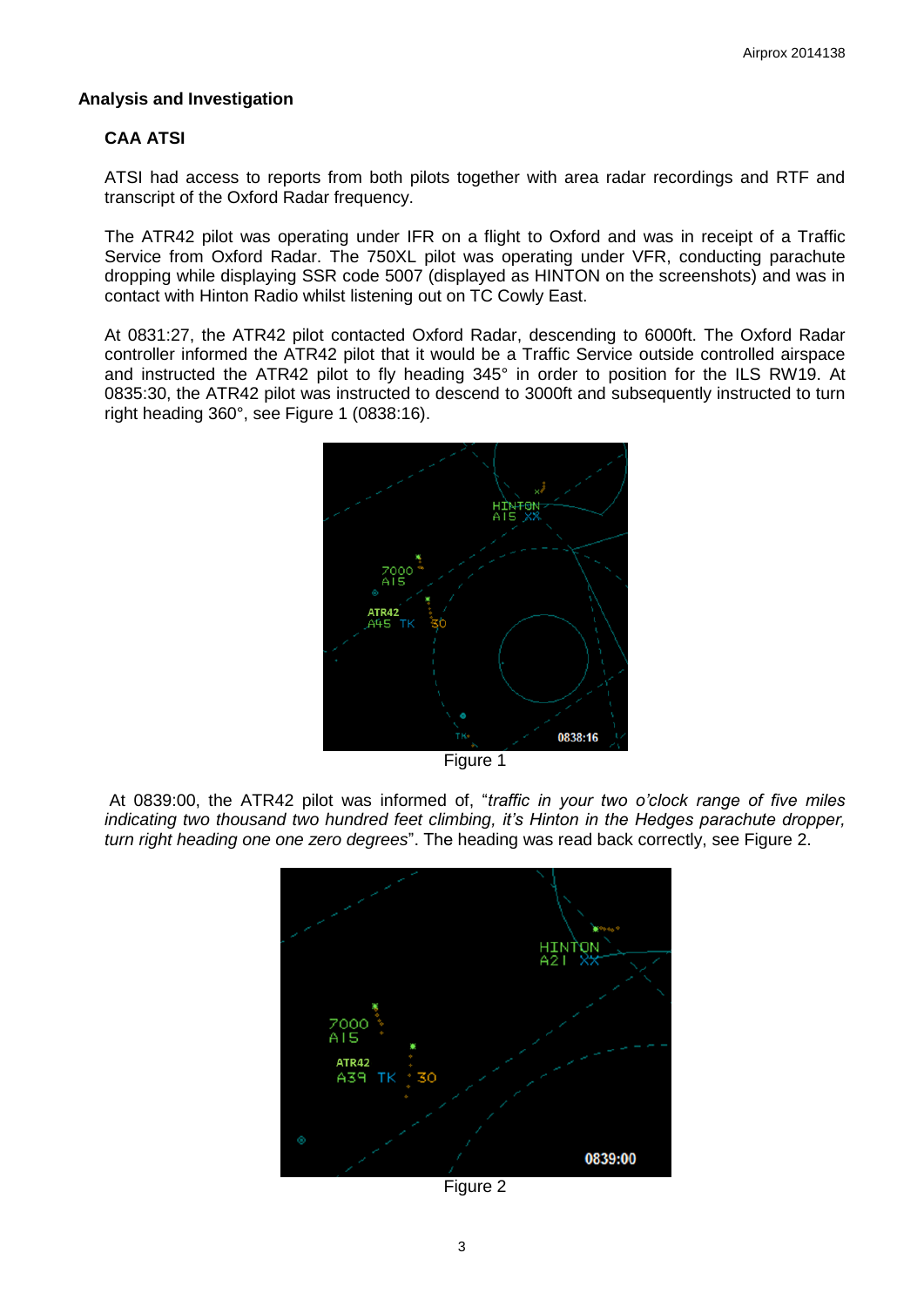## Analysis and Investigation

### CAA ATSI

ATSI had access to reports from both pilots together with area radar recordings and RTF and transcript of the Oxford Radar frequency.

The ATR42 pilot was operating under IFR on a flight to Oxford and was in receipt of a Traffic Service from Oxford Radar. The 750XL pilot was operating under VFR, conducting parachute dropping while displaying SSR code 5007 (displayed as HINTON on the screenshots) and was in contact with Hinton Radio whilst listening out on TC Cowly East.

At 0831:27, the ATR42 pilot contacted Oxford Radar, descending to 6000ft. The Oxford Radar controller informed the ATR42 pilot that it would be a Traffic Service outside controlled airspace and instructed the ATR42 pilot to fly heading 345° in order to position for the ILS RW19. At 0835:30, the ATR42 pilot was instructed to descend to 3000ft and subsequently instructed to turn right heading 360°, see Figure 1 (0838:16).

Figure 1

At 0839:00, the ATR42 pilot was informed of, "*traffic in your two o'clock range of five miles indicating two thousand two hundred feet climbing, it's Hinton in the Hedges parachute dropper, turn right heading one one zero degrees*". The heading was read back correctly, see Figure 2.

Figure 2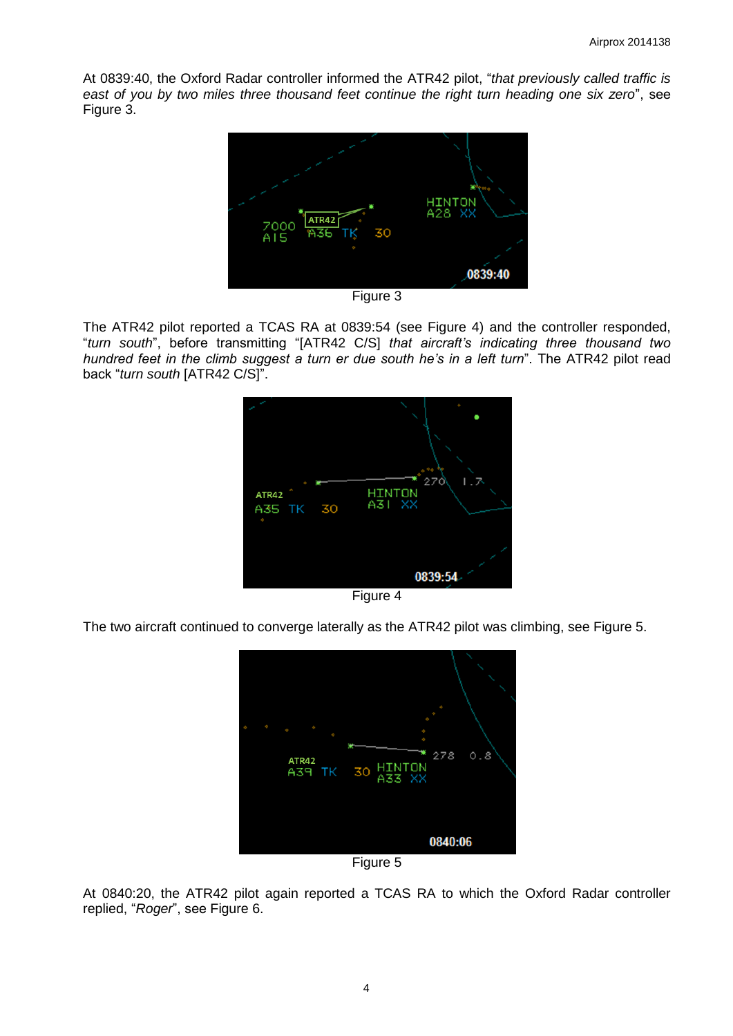At 0839:40, the Oxford Radar controller informed the ATR42 pilot, "*that previously called traffic is east of you by two miles three thousand feet continue the right turn heading one six zero*", see Figure 3.

Figure 3

The ATR42 pilot reported a TCAS RA at 0839:54 (see Figure 4) and the controller responded, "*turn south*", before transmitting "[ATR42 C/S] *that aircraft's indicating three thousand two hundred feet in the climb suggest a turn er due south he's in a left turn*". The ATR42 pilot read back "*turn south* [ATR42 C/S]".

Figure 4

The two aircraft continued to converge laterally as the ATR42 pilot was climbing, see Figure 5.

Figure 5

At 0840:20, the ATR42 pilot again reported a TCAS RA to which the Oxford Radar controller replied, "*Roger*", see Figure 6.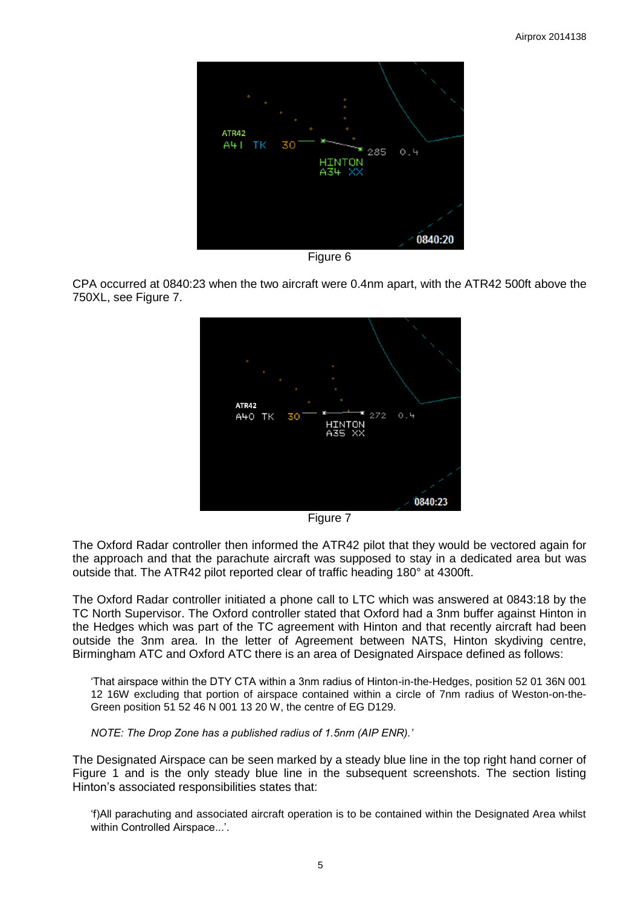Figure 6

CPA occurred at 0840:23 when the two aircraft were 0.4nm apart, with the ATR42 500ft above the 750XL, see Figure 7.

Figure 7

The Oxford Radar controller then informed the ATR42 pilot that they would be vectored again for the approach and that the parachute aircraft was supposed to stay in a dedicated area but was outside that. The ATR42 pilot reported clear of traffic heading 180° at 4300ft.

The Oxford Radar controller initiated a phone call to LTC which was answered at 0843:18 by the TC North Supervisor. The Oxford controller stated that Oxford had a 3nm buffer against Hinton in the Hedges which was part of the TC agreement with Hinton and that recently aircraft had been outside the 3nm area. In the letter of Agreement between NATS, Hinton skydiving centre, Birmingham ATC and Oxford ATC there is an area of Designated Airspace defined as follows:

> 'That airspace within the DTY CTA within a 3nm radius of Hinton-in-the-Hedges, position 52 01 36N 001 12 16W excluding that portion of airspace contained within a circle of 7nm radius of Weston-on-the-Green position 51 52 46 N 001 13 20 W, the centre of EG D129.
>
> *NOTE: The Drop Zone has a published radius of 1.5nm (AIP ENR).'*

The Designated Airspace can be seen marked by a steady blue line in the top right hand corner of Figure 1 and is the only steady blue line in the subsequent screenshots. The section listing Hinton's associated responsibilities states that:

> 'f)All parachuting and associated aircraft operation is to be contained within the Designated Area whilst within Controlled Airspace...'.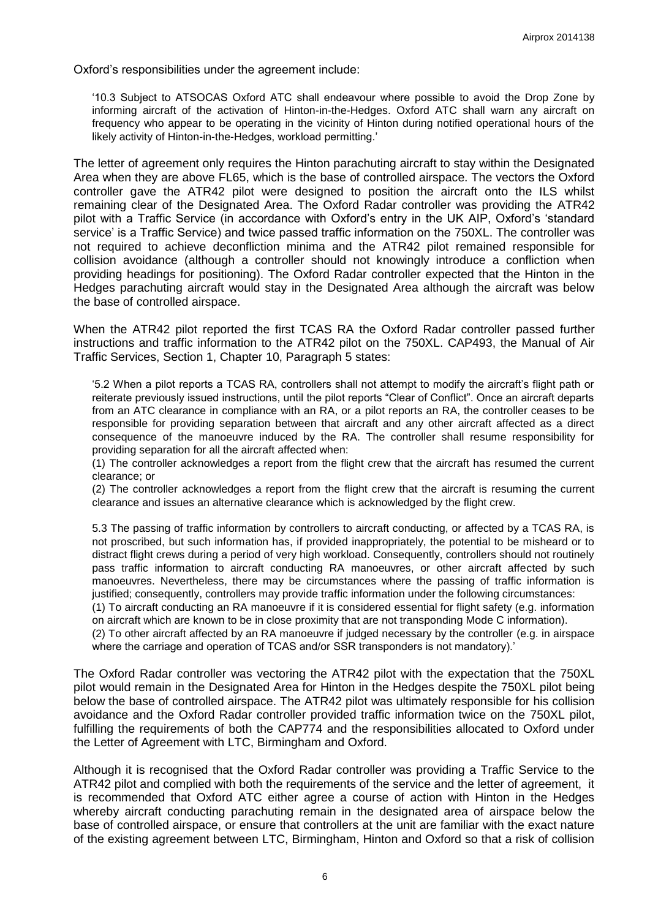Oxford's responsibilities under the agreement include:

> '10.3 Subject to ATSOCAS Oxford ATC shall endeavour where possible to avoid the Drop Zone by informing aircraft of the activation of Hinton-in-the-Hedges. Oxford ATC shall warn any aircraft on frequency who appear to be operating in the vicinity of Hinton during notified operational hours of the likely activity of Hinton-in-the-Hedges, workload permitting.'

The letter of agreement only requires the Hinton parachuting aircraft to stay within the Designated Area when they are above FL65, which is the base of controlled airspace. The vectors the Oxford controller gave the ATR42 pilot were designed to position the aircraft onto the ILS whilst remaining clear of the Designated Area. The Oxford Radar controller was providing the ATR42 pilot with a Traffic Service (in accordance with Oxford's entry in the UK AIP, Oxford's 'standard service' is a Traffic Service) and twice passed traffic information on the 750XL. The controller was not required to achieve deconfliction minima and the ATR42 pilot remained responsible for collision avoidance (although a controller should not knowingly introduce a confliction when providing headings for positioning). The Oxford Radar controller expected that the Hinton in the Hedges parachuting aircraft would stay in the Designated Area although the aircraft was below the base of controlled airspace.

When the ATR42 pilot reported the first TCAS RA the Oxford Radar controller passed further instructions and traffic information to the ATR42 pilot on the 750XL. CAP493, the Manual of Air Traffic Services, Section 1, Chapter 10, Paragraph 5 states:

> '5.2 When a pilot reports a TCAS RA, controllers shall not attempt to modify the aircraft's flight path or reiterate previously issued instructions, until the pilot reports "Clear of Conflict". Once an aircraft departs from an ATC clearance in compliance with an RA, or a pilot reports an RA, the controller ceases to be responsible for providing separation between that aircraft and any other aircraft affected as a direct consequence of the manoeuvre induced by the RA. The controller shall resume responsibility for providing separation for all the aircraft affected when:
>
> (1) The controller acknowledges a report from the flight crew that the aircraft has resumed the current clearance; or
>
> (2) The controller acknowledges a report from the flight crew that the aircraft is resuming the current clearance and issues an alternative clearance which is acknowledged by the flight crew.
>
> 5.3 The passing of traffic information by controllers to aircraft conducting, or affected by a TCAS RA, is not proscribed, but such information has, if provided inappropriately, the potential to be misheard or to distract flight crews during a period of very high workload. Consequently, controllers should not routinely pass traffic information to aircraft conducting RA manoeuvres, or other aircraft affected by such manoeuvres. Nevertheless, there may be circumstances where the passing of traffic information is justified; consequently, controllers may provide traffic information under the following circumstances:
>
> (1) To aircraft conducting an RA manoeuvre if it is considered essential for flight safety (e.g. information on aircraft which are known to be in close proximity that are not transponding Mode C information).
>
> (2) To other aircraft affected by an RA manoeuvre if judged necessary by the controller (e.g. in airspace where the carriage and operation of TCAS and/or SSR transponders is not mandatory).'

The Oxford Radar controller was vectoring the ATR42 pilot with the expectation that the 750XL pilot would remain in the Designated Area for Hinton in the Hedges despite the 750XL pilot being below the base of controlled airspace. The ATR42 pilot was ultimately responsible for his collision avoidance and the Oxford Radar controller provided traffic information twice on the 750XL pilot, fulfilling the requirements of both the CAP774 and the responsibilities allocated to Oxford under the Letter of Agreement with LTC, Birmingham and Oxford.

Although it is recognised that the Oxford Radar controller was providing a Traffic Service to the ATR42 pilot and complied with both the requirements of the service and the letter of agreement, it is recommended that Oxford ATC either agree a course of action with Hinton in the Hedges whereby aircraft conducting parachuting remain in the designated area of airspace below the base of controlled airspace, or ensure that controllers at the unit are familiar with the exact nature of the existing agreement between LTC, Birmingham, Hinton and Oxford so that a risk of collision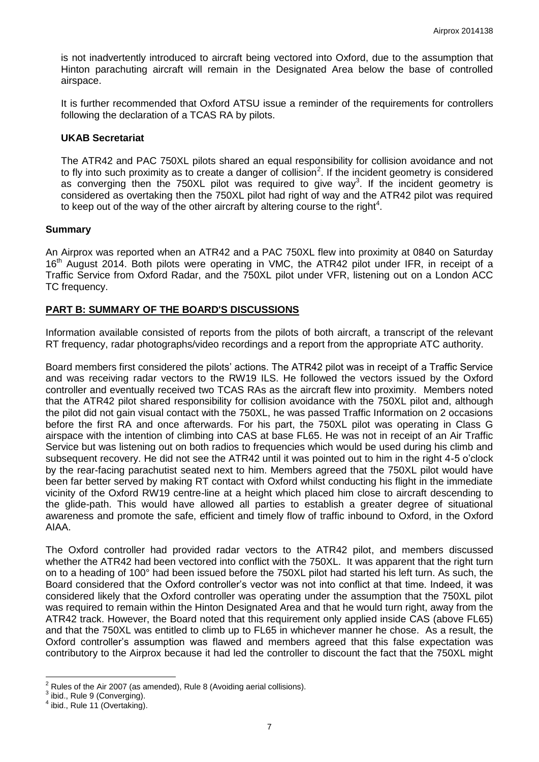is not inadvertently introduced to aircraft being vectored into Oxford, due to the assumption that Hinton parachuting aircraft will remain in the Designated Area below the base of controlled airspace.

It is further recommended that Oxford ATSU issue a reminder of the requirements for controllers following the declaration of a TCAS RA by pilots.

### UKAB Secretariat

The ATR42 and PAC 750XL pilots shared an equal responsibility for collision avoidance and not to fly into such proximity as to create a danger of collision[2]. If the incident geometry is considered as converging then the 750XL pilot was required to give way[3]. If the incident geometry is considered as overtaking then the 750XL pilot had right of way and the ATR42 pilot was required to keep out of the way of the other aircraft by altering course to the right[4].

## Summary

An Airprox was reported when an ATR42 and a PAC 750XL flew into proximity at 0840 on Saturday 16th August 2014. Both pilots were operating in VMC, the ATR42 pilot under IFR, in receipt of a Traffic Service from Oxford Radar, and the 750XL pilot under VFR, listening out on a London ACC TC frequency.

## PART B: SUMMARY OF THE BOARD'S DISCUSSIONS

Information available consisted of reports from the pilots of both aircraft, a transcript of the relevant RT frequency, radar photographs/video recordings and a report from the appropriate ATC authority.

Board members first considered the pilots' actions. The ATR42 pilot was in receipt of a Traffic Service and was receiving radar vectors to the RW19 ILS. He followed the vectors issued by the Oxford controller and eventually received two TCAS RAs as the aircraft flew into proximity. Members noted that the ATR42 pilot shared responsibility for collision avoidance with the 750XL pilot and, although the pilot did not gain visual contact with the 750XL, he was passed Traffic Information on 2 occasions before the first RA and once afterwards. For his part, the 750XL pilot was operating in Class G airspace with the intention of climbing into CAS at base FL65. He was not in receipt of an Air Traffic Service but was listening out on both radios to frequencies which would be used during his climb and subsequent recovery. He did not see the ATR42 until it was pointed out to him in the right 4-5 o'clock by the rear-facing parachutist seated next to him. Members agreed that the 750XL pilot would have been far better served by making RT contact with Oxford whilst conducting his flight in the immediate vicinity of the Oxford RW19 centre-line at a height which placed him close to aircraft descending to the glide-path. This would have allowed all parties to establish a greater degree of situational awareness and promote the safe, efficient and timely flow of traffic inbound to Oxford, in the Oxford AIAA.

The Oxford controller had provided radar vectors to the ATR42 pilot, and members discussed whether the ATR42 had been vectored into conflict with the 750XL. It was apparent that the right turn on to a heading of 100° had been issued before the 750XL pilot had started his left turn. As such, the Board considered that the Oxford controller's vector was not into conflict at that time. Indeed, it was considered likely that the Oxford controller was operating under the assumption that the 750XL pilot was required to remain within the Hinton Designated Area and that he would turn right, away from the ATR42 track. However, the Board noted that this requirement only applied inside CAS (above FL65) and that the 750XL was entitled to climb up to FL65 in whichever manner he chose. As a result, the Oxford controller's assumption was flawed and members agreed that this false expectation was contributory to the Airprox because it had led the controller to discount the fact that the 750XL might

---

[2] Rules of the Air 2007 (as amended), Rule 8 (Avoiding aerial collisions).

[3] ibid., Rule 9 (Converging).

[4] ibid., Rule 11 (Overtaking).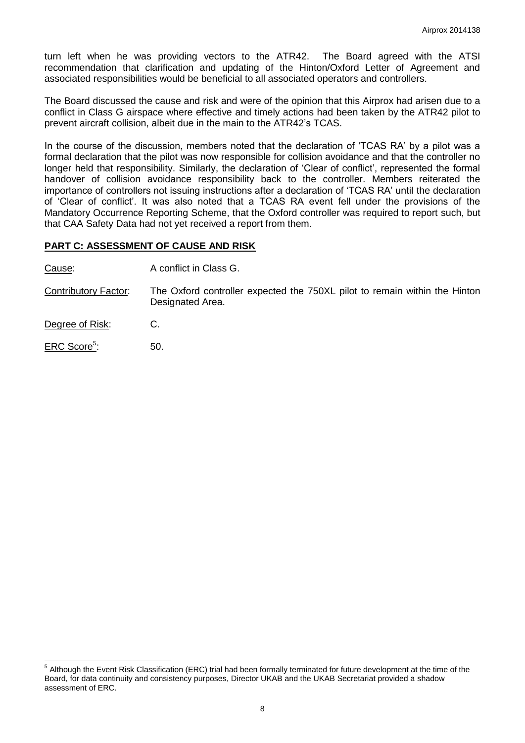turn left when he was providing vectors to the ATR42. The Board agreed with the ATSI recommendation that clarification and updating of the Hinton/Oxford Letter of Agreement and associated responsibilities would be beneficial to all associated operators and controllers.

The Board discussed the cause and risk and were of the opinion that this Airprox had arisen due to a conflict in Class G airspace where effective and timely actions had been taken by the ATR42 pilot to prevent aircraft collision, albeit due in the main to the ATR42's TCAS.

In the course of the discussion, members noted that the declaration of 'TCAS RA' by a pilot was a formal declaration that the pilot was now responsible for collision avoidance and that the controller no longer held that responsibility. Similarly, the declaration of 'Clear of conflict', represented the formal handover of collision avoidance responsibility back to the controller. Members reiterated the importance of controllers not issuing instructions after a declaration of 'TCAS RA' until the declaration of 'Clear of conflict'. It was also noted that a TCAS RA event fell under the provisions of the Mandatory Occurrence Reporting Scheme, that the Oxford controller was required to report such, but that CAA Safety Data had not yet received a report from them.

## PART C: ASSESSMENT OF CAUSE AND RISK

Cause: A conflict in Class G.

Contributory Factor: The Oxford controller expected the 750XL pilot to remain within the Hinton Designated Area.

Degree of Risk: C.

ERC Score[5]: 50.

[5] Although the Event Risk Classification (ERC) trial had been formally terminated for future development at the time of the Board, for data continuity and consistency purposes, Director UKAB and the UKAB Secretariat provided a shadow assessment of ERC.